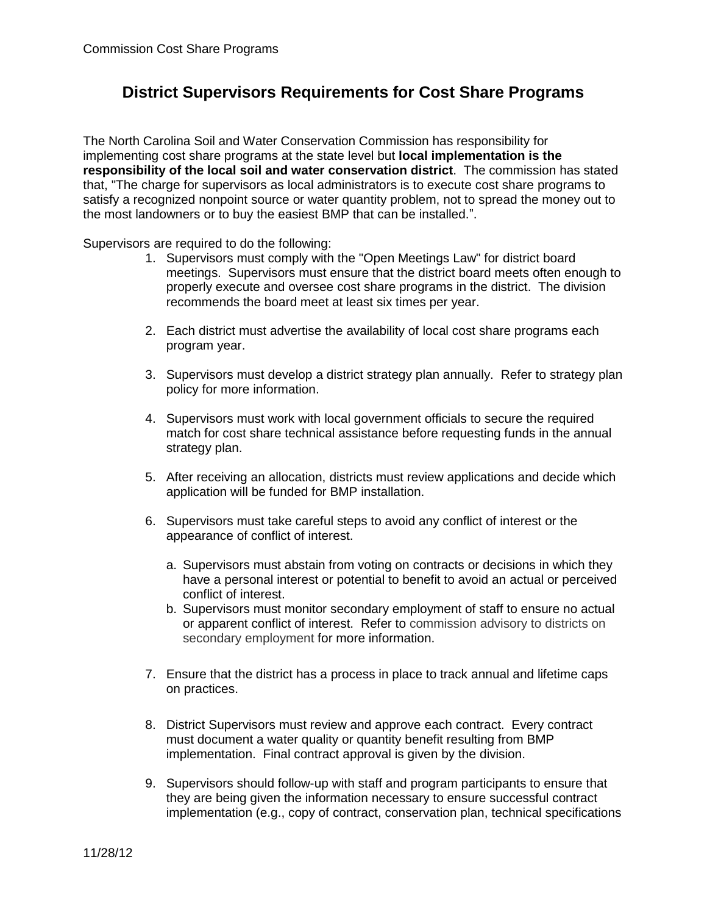# District Supervisors Requirements for Cost Share Programs

The North Carolina Soil and Water Conservation Commission has responsibility for implementing cost share programs at the state level but **local implementation is the responsibility of the local soil and water conservation district**. The commission has stated that, "The charge for supervisors as local administrators is to execute cost share programs to satisfy a recognized nonpoint source or water quantity problem, not to spread the money out to the most landowners or to buy the easiest BMP that can be installed.".

Supervisors are required to do the following:

1. Supervisors must comply with the "Open Meetings Law" for district board meetings. Supervisors must ensure that the district board meets often enough to properly execute and oversee cost share programs in the district. The division recommends the board meet at least six times per year.

2. Each district must advertise the availability of local cost share programs each program year.

3. Supervisors must develop a district strategy plan annually. Refer to strategy plan policy for more information.

4. Supervisors must work with local government officials to secure the required match for cost share technical assistance before requesting funds in the annual strategy plan.

5. After receiving an allocation, districts must review applications and decide which application will be funded for BMP installation.

6. Supervisors must take careful steps to avoid any conflict of interest or the appearance of conflict of interest.

   a. Supervisors must abstain from voting on contracts or decisions in which they have a personal interest or potential to benefit to avoid an actual or perceived conflict of interest.
   b. Supervisors must monitor secondary employment of staff to ensure no actual or apparent conflict of interest. Refer to commission advisory to districts on secondary employment for more information.

7. Ensure that the district has a process in place to track annual and lifetime caps on practices.

8. District Supervisors must review and approve each contract. Every contract must document a water quality or quantity benefit resulting from BMP implementation. Final contract approval is given by the division.

9. Supervisors should follow-up with staff and program participants to ensure that they are being given the information necessary to ensure successful contract implementation (e.g., copy of contract, conservation plan, technical specifications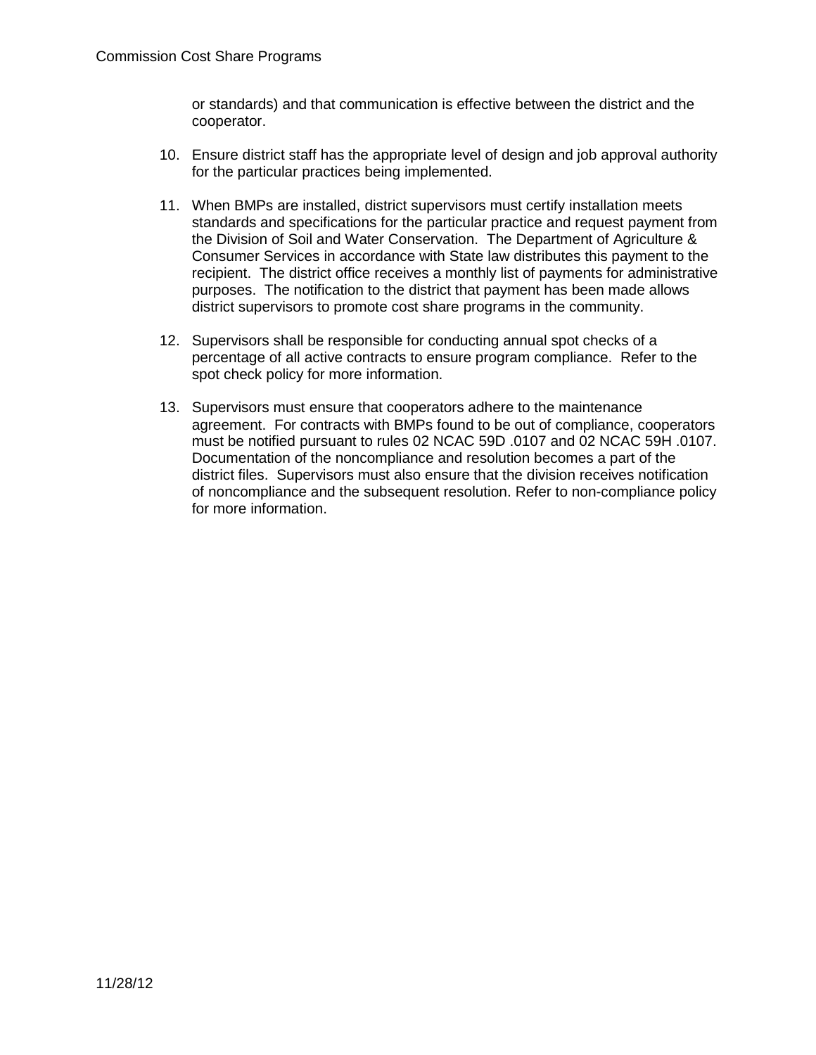or standards) and that communication is effective between the district and the cooperator.

10. Ensure district staff has the appropriate level of design and job approval authority for the particular practices being implemented.

11. When BMPs are installed, district supervisors must certify installation meets standards and specifications for the particular practice and request payment from the Division of Soil and Water Conservation. The Department of Agriculture & Consumer Services in accordance with State law distributes this payment to the recipient. The district office receives a monthly list of payments for administrative purposes. The notification to the district that payment has been made allows district supervisors to promote cost share programs in the community.

12. Supervisors shall be responsible for conducting annual spot checks of a percentage of all active contracts to ensure program compliance. Refer to the spot check policy for more information.

13. Supervisors must ensure that cooperators adhere to the maintenance agreement. For contracts with BMPs found to be out of compliance, cooperators must be notified pursuant to rules 02 NCAC 59D .0107 and 02 NCAC 59H .0107. Documentation of the noncompliance and resolution becomes a part of the district files. Supervisors must also ensure that the division receives notification of noncompliance and the subsequent resolution. Refer to non-compliance policy for more information.